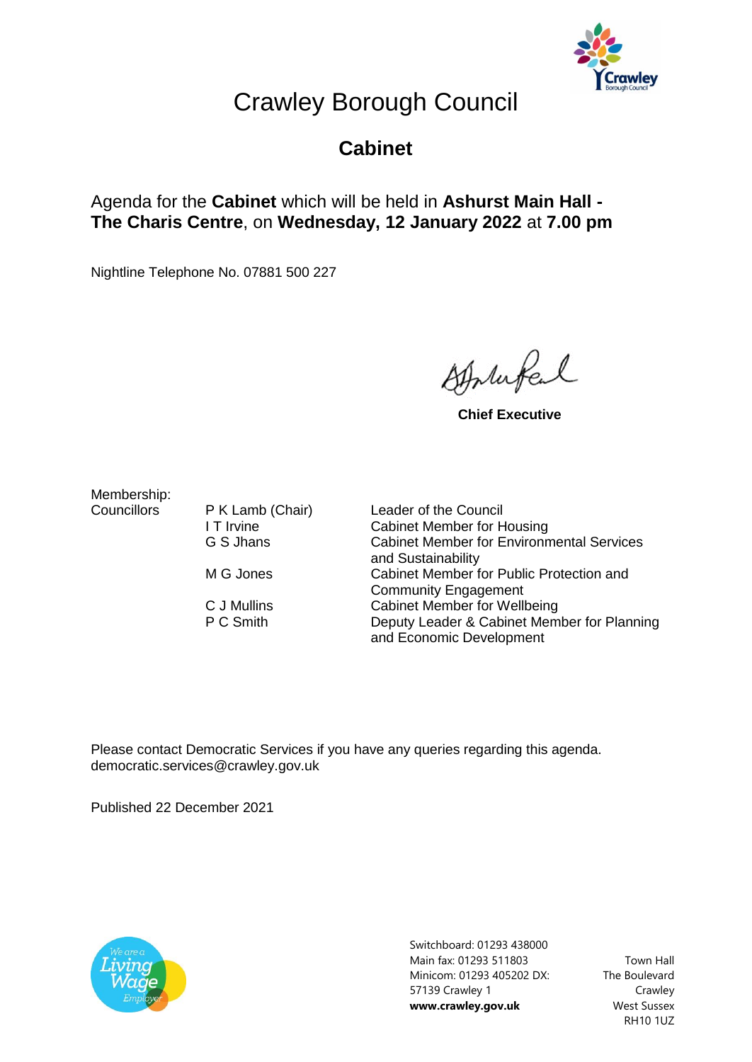# Crawley Borough Council

## Cabinet

Agenda for the **Cabinet** which will be held in **Ashurst Main Hall - The Charis Centre**, on **Wednesday, 12 January 2022** at **7.00 pm**

Nightline Telephone No. 07881 500 227

**Chief Executive**

Membership:

| Councillors | | |
|---|---|---|
| | P K Lamb (Chair) | Leader of the Council |
| | I T Irvine | Cabinet Member for Housing |
| | G S Jhans | Cabinet Member for Environmental Services and Sustainability |
| | M G Jones | Cabinet Member for Public Protection and Community Engagement |
| | C J Mullins | Cabinet Member for Wellbeing |
| | P C Smith | Deputy Leader & Cabinet Member for Planning and Economic Development |

Please contact Democratic Services if you have any queries regarding this agenda.
democratic.services@crawley.gov.uk

Published 22 December 2021

Switchboard: 01293 438000
Main fax: 01293 511803
Minicom: 01293 405202 DX: 57139 Crawley 1
**www.crawley.gov.uk**

Town Hall
The Boulevard
Crawley
West Sussex
RH10 1UZ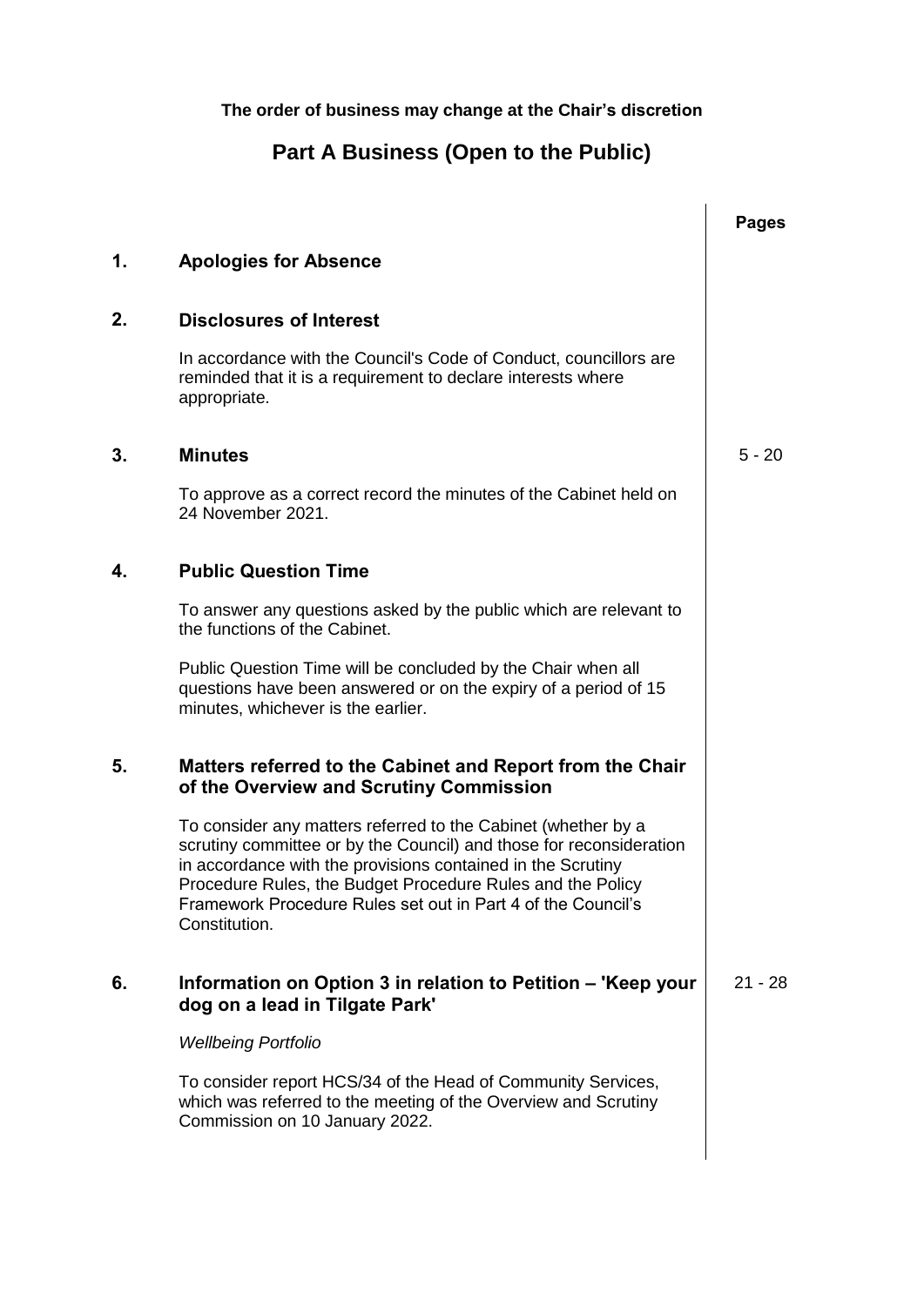**The order of business may change at the Chair's discretion**

# Part A Business (Open to the Public)

| | | Pages |
|---|---|---|
| **1.** | **Apologies for Absence** | |
| **2.** | **Disclosures of Interest**<br><br>In accordance with the Council's Code of Conduct, councillors are reminded that it is a requirement to declare interests where appropriate. | |
| **3.** | **Minutes**<br><br>To approve as a correct record the minutes of the Cabinet held on 24 November 2021. | 5 - 20 |
| **4.** | **Public Question Time**<br><br>To answer any questions asked by the public which are relevant to the functions of the Cabinet.<br><br>Public Question Time will be concluded by the Chair when all questions have been answered or on the expiry of a period of 15 minutes, whichever is the earlier. | |
| **5.** | **Matters referred to the Cabinet and Report from the Chair of the Overview and Scrutiny Commission**<br><br>To consider any matters referred to the Cabinet (whether by a scrutiny committee or by the Council) and those for reconsideration in accordance with the provisions contained in the Scrutiny Procedure Rules, the Budget Procedure Rules and the Policy Framework Procedure Rules set out in Part 4 of the Council's Constitution. | |
| **6.** | **Information on Option 3 in relation to Petition – 'Keep your dog on a lead in Tilgate Park'**<br><br>*Wellbeing Portfolio*<br><br>To consider report HCS/34 of the Head of Community Services, which was referred to the meeting of the Overview and Scrutiny Commission on 10 January 2022. | 21 - 28 |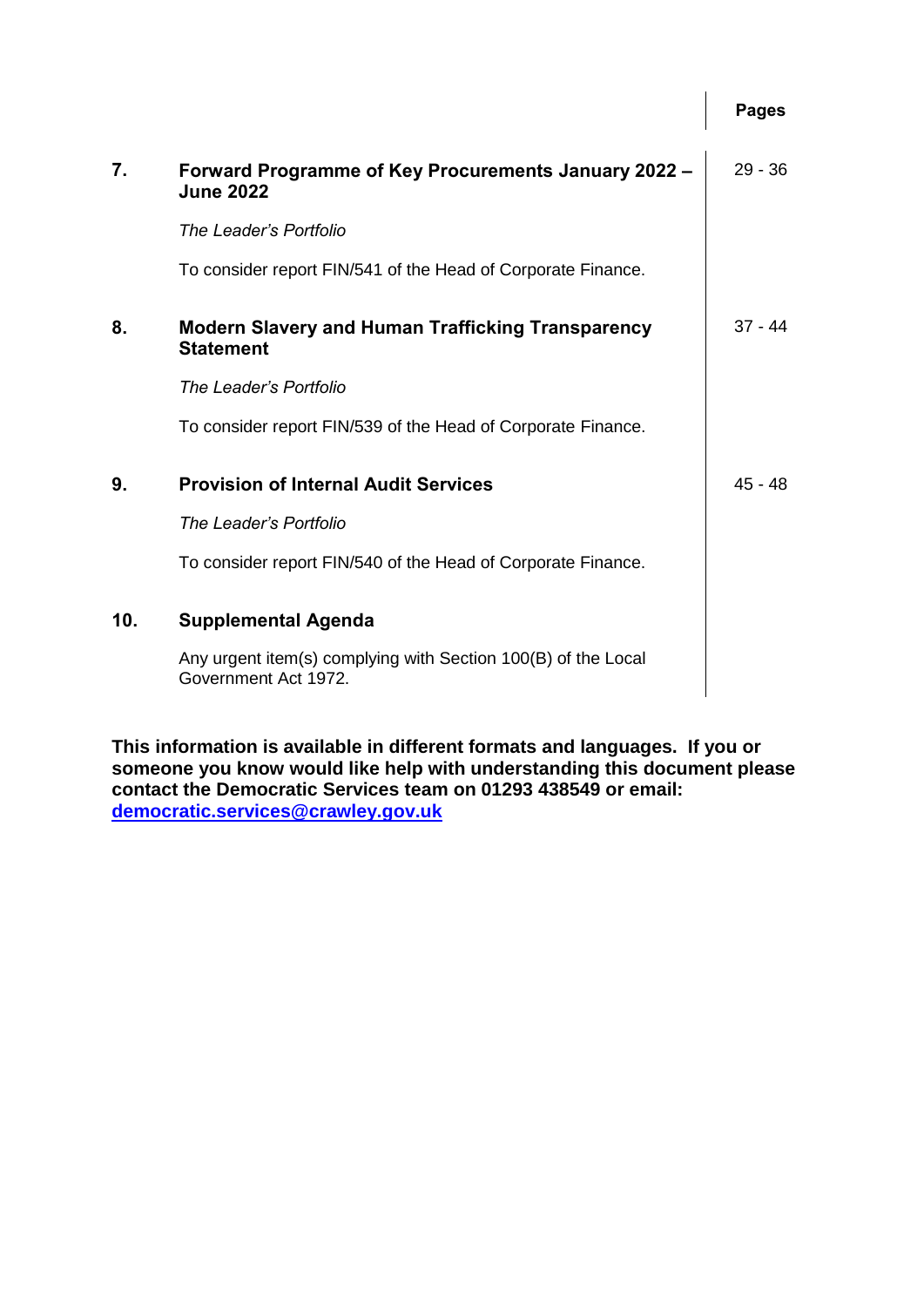| | | Pages |
|---|---|---|
| **7.** | **Forward Programme of Key Procurements January 2022 – June 2022**<br><br>*The Leader's Portfolio*<br><br>To consider report FIN/541 of the Head of Corporate Finance. | 29 - 36 |
| **8.** | **Modern Slavery and Human Trafficking Transparency Statement**<br><br>*The Leader's Portfolio*<br><br>To consider report FIN/539 of the Head of Corporate Finance. | 37 - 44 |
| **9.** | **Provision of Internal Audit Services**<br><br>*The Leader's Portfolio*<br><br>To consider report FIN/540 of the Head of Corporate Finance. | 45 - 48 |
| **10.** | **Supplemental Agenda**<br><br>Any urgent item(s) complying with Section 100(B) of the Local Government Act 1972. | |

**This information is available in different formats and languages. If you or someone you know would like help with understanding this document please contact the Democratic Services team on 01293 438549 or email: [democratic.services@crawley.gov.uk](mailto:democratic.services@crawley.gov.uk)**